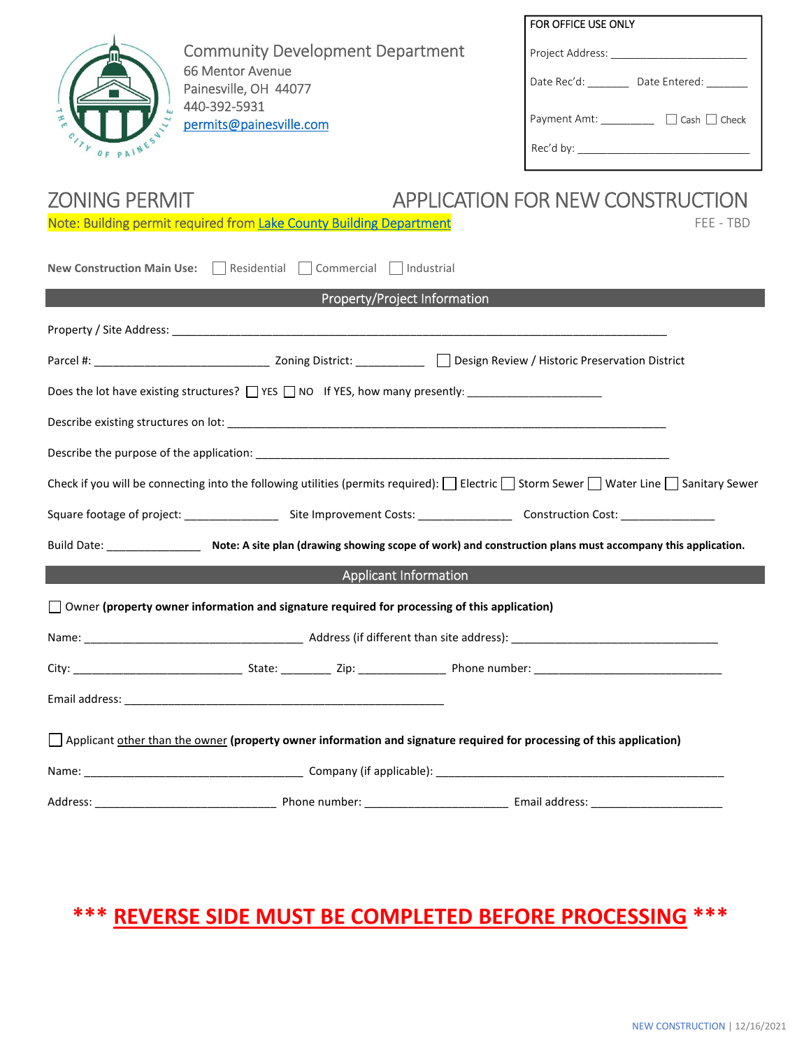Community Development Department
66 Mentor Avenue
Painesville, OH 44077
440-392-5931
permits@painesville.com

| FOR OFFICE USE ONLY |
|---|
| Project Address: ______________________ |
| Date Rec'd: _______ Date Entered: _______ |
| Payment Amt: _________ ☐ Cash ☐ Check |
| Rec'd by: ______________________________ |

# ZONING PERMIT — APPLICATION FOR NEW CONSTRUCTION

Note: Building permit required from Lake County Building Department

FEE - TBD

**New Construction Main Use:** ☐ Residential ☐ Commercial ☐ Industrial

## Property/Project Information

Property / Site Address: ______________________________________________________________________________

Parcel #: ____________________________ Zoning District: ___________ ☐ Design Review / Historic Preservation District

Does the lot have existing structures? ☐ YES ☐ NO If YES, how many presently: _____________________

Describe existing structures on lot: ______________________________________________________________________

Describe the purpose of the application: __________________________________________________________________

Check if you will be connecting into the following utilities (permits required): ☐ Electric ☐ Storm Sewer ☐ Water Line ☐ Sanitary Sewer

Square footage of project: _______________ Site Improvement Costs: _______________ Construction Cost: _______________

Build Date: _______________ **Note: A site plan (drawing showing scope of work) and construction plans must accompany this application.**

## Applicant Information

☐ Owner **(property owner information and signature required for processing of this application)**

Name: ___________________________________ Address (if different than site address): _________________________________

City: ___________________________ State: ________ Zip: ______________ Phone number: ______________________________

Email address: ____________________________________________________

☐ Applicant other than the owner **(property owner information and signature required for processing of this application)**

Name: ___________________________________ Company (if applicable): _______________________________________________

Address: _____________________________ Phone number: _______________________ Email address: _____________________

**\*\*\* REVERSE SIDE MUST BE COMPLETED BEFORE PROCESSING \*\*\***

NEW CONSTRUCTION | 12/16/2021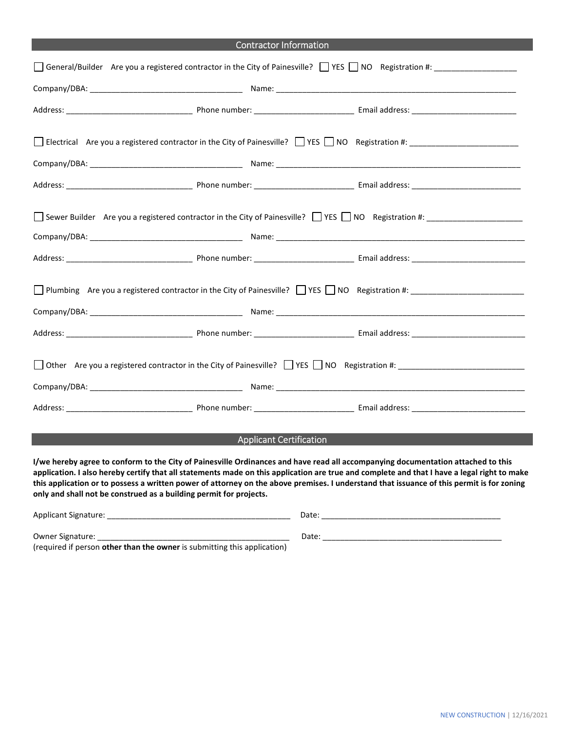## Contractor Information

☐ General/Builder Are you a registered contractor in the City of Painesville? ☐ YES ☐ NO Registration #: ___________________

Company/DBA: ___________________________________ Name: _________________________________________________________

Address: _____________________________ Phone number: _______________________ Email address: _________________________

☐ Electrical Are you a registered contractor in the City of Painesville? ☐ YES ☐ NO Registration #: _________________________

Company/DBA: ___________________________________ Name: ___________________________________________________________

Address: _____________________________ Phone number: _______________________ Email address: __________________________

☐ Sewer Builder Are you a registered contractor in the City of Painesville? ☐ YES ☐ NO Registration #: ______________________

Company/DBA: ___________________________________ Name: ____________________________________________________________

Address: _____________________________ Phone number: _______________________ Email address: ___________________________

☐ Plumbing Are you a registered contractor in the City of Painesville? ☐ YES ☐ NO Registration #: __________________________

Company/DBA: ___________________________________ Name: ____________________________________________________________

Address: _____________________________ Phone number: _______________________ Email address: ___________________________

☐ Other Are you a registered contractor in the City of Painesville? ☐ YES ☐ NO Registration #: _____________________________

Company/DBA: ___________________________________ Name: ____________________________________________________________

Address: _____________________________ Phone number: _______________________ Email address: ___________________________

## Applicant Certification

**I/we hereby agree to conform to the City of Painesville Ordinances and have read all accompanying documentation attached to this application. I also hereby certify that all statements made on this application are true and complete and that I have a legal right to make this application or to possess a written power of attorney on the above premises. I understand that issuance of this permit is for zoning only and shall not be construed as a building permit for projects.**

Applicant Signature: ___________________________________________ Date: __________________________________________

Owner Signature: ______________________________________________ Date: __________________________________________
(required if person **other than the owner** is submitting this application)

NEW CONSTRUCTION | 12/16/2021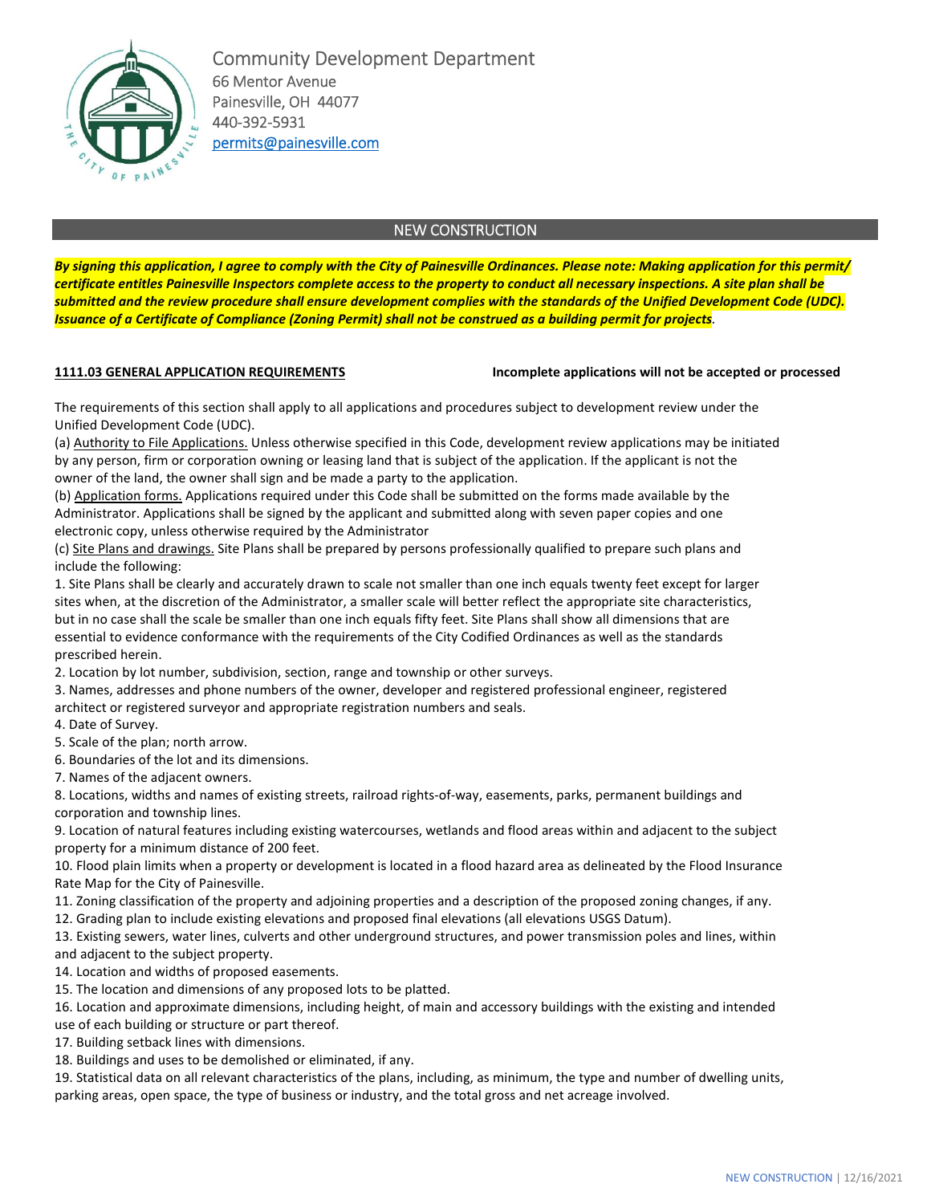Community Development Department
66 Mentor Avenue
Painesville, OH 44077
440-392-5931
permits@painesville.com

## NEW CONSTRUCTION

***By signing this application, I agree to comply with the City of Painesville Ordinances. Please note: Making application for this permit/ certificate entitles Painesville Inspectors complete access to the property to conduct all necessary inspections. A site plan shall be submitted and the review procedure shall ensure development complies with the standards of the Unified Development Code (UDC). Issuance of a Certificate of Compliance (Zoning Permit) shall not be construed as a building permit for projects***.

**1111.03 GENERAL APPLICATION REQUIREMENTS** **Incomplete applications will not be accepted or processed**

The requirements of this section shall apply to all applications and procedures subject to development review under the Unified Development Code (UDC).

(a) Authority to File Applications. Unless otherwise specified in this Code, development review applications may be initiated by any person, firm or corporation owning or leasing land that is subject of the application. If the applicant is not the owner of the land, the owner shall sign and be made a party to the application.

(b) Application forms. Applications required under this Code shall be submitted on the forms made available by the Administrator. Applications shall be signed by the applicant and submitted along with seven paper copies and one electronic copy, unless otherwise required by the Administrator

(c) Site Plans and drawings. Site Plans shall be prepared by persons professionally qualified to prepare such plans and include the following:

1. Site Plans shall be clearly and accurately drawn to scale not smaller than one inch equals twenty feet except for larger sites when, at the discretion of the Administrator, a smaller scale will better reflect the appropriate site characteristics, but in no case shall the scale be smaller than one inch equals fifty feet. Site Plans shall show all dimensions that are essential to evidence conformance with the requirements of the City Codified Ordinances as well as the standards prescribed herein.
2. Location by lot number, subdivision, section, range and township or other surveys.
3. Names, addresses and phone numbers of the owner, developer and registered professional engineer, registered architect or registered surveyor and appropriate registration numbers and seals.
4. Date of Survey.
5. Scale of the plan; north arrow.
6. Boundaries of the lot and its dimensions.
7. Names of the adjacent owners.
8. Locations, widths and names of existing streets, railroad rights-of-way, easements, parks, permanent buildings and corporation and township lines.
9. Location of natural features including existing watercourses, wetlands and flood areas within and adjacent to the subject property for a minimum distance of 200 feet.
10. Flood plain limits when a property or development is located in a flood hazard area as delineated by the Flood Insurance Rate Map for the City of Painesville.
11. Zoning classification of the property and adjoining properties and a description of the proposed zoning changes, if any.
12. Grading plan to include existing elevations and proposed final elevations (all elevations USGS Datum).
13. Existing sewers, water lines, culverts and other underground structures, and power transmission poles and lines, within and adjacent to the subject property.
14. Location and widths of proposed easements.
15. The location and dimensions of any proposed lots to be platted.
16. Location and approximate dimensions, including height, of main and accessory buildings with the existing and intended use of each building or structure or part thereof.
17. Building setback lines with dimensions.
18. Buildings and uses to be demolished or eliminated, if any.
19. Statistical data on all relevant characteristics of the plans, including, as minimum, the type and number of dwelling units, parking areas, open space, the type of business or industry, and the total gross and net acreage involved.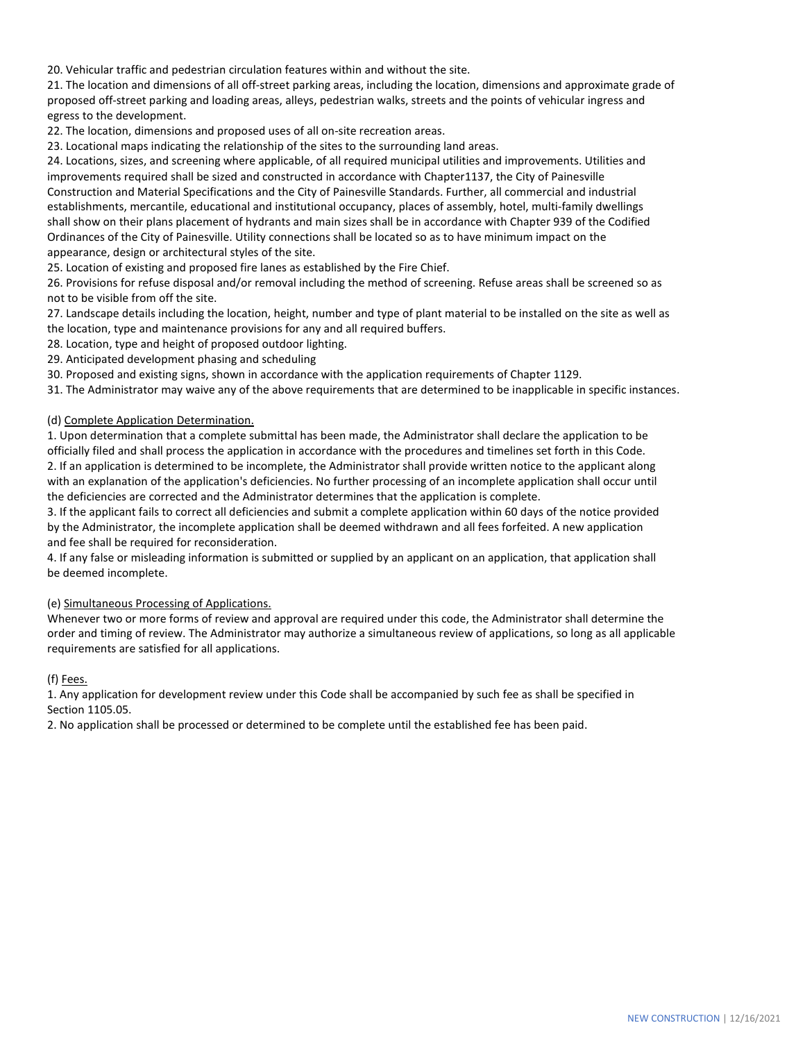20. Vehicular traffic and pedestrian circulation features within and without the site.
21. The location and dimensions of all off-street parking areas, including the location, dimensions and approximate grade of proposed off-street parking and loading areas, alleys, pedestrian walks, streets and the points of vehicular ingress and egress to the development.
22. The location, dimensions and proposed uses of all on-site recreation areas.
23. Locational maps indicating the relationship of the sites to the surrounding land areas.
24. Locations, sizes, and screening where applicable, of all required municipal utilities and improvements. Utilities and improvements required shall be sized and constructed in accordance with Chapter1137, the City of Painesville Construction and Material Specifications and the City of Painesville Standards. Further, all commercial and industrial establishments, mercantile, educational and institutional occupancy, places of assembly, hotel, multi-family dwellings shall show on their plans placement of hydrants and main sizes shall be in accordance with Chapter 939 of the Codified Ordinances of the City of Painesville. Utility connections shall be located so as to have minimum impact on the appearance, design or architectural styles of the site.
25. Location of existing and proposed fire lanes as established by the Fire Chief.
26. Provisions for refuse disposal and/or removal including the method of screening. Refuse areas shall be screened so as not to be visible from off the site.
27. Landscape details including the location, height, number and type of plant material to be installed on the site as well as the location, type and maintenance provisions for any and all required buffers.
28. Location, type and height of proposed outdoor lighting.
29. Anticipated development phasing and scheduling
30. Proposed and existing signs, shown in accordance with the application requirements of Chapter 1129.
31. The Administrator may waive any of the above requirements that are determined to be inapplicable in specific instances.

(d) Complete Application Determination.

1. Upon determination that a complete submittal has been made, the Administrator shall declare the application to be officially filed and shall process the application in accordance with the procedures and timelines set forth in this Code.
2. If an application is determined to be incomplete, the Administrator shall provide written notice to the applicant along with an explanation of the application's deficiencies. No further processing of an incomplete application shall occur until the deficiencies are corrected and the Administrator determines that the application is complete.
3. If the applicant fails to correct all deficiencies and submit a complete application within 60 days of the notice provided by the Administrator, the incomplete application shall be deemed withdrawn and all fees forfeited. A new application and fee shall be required for reconsideration.
4. If any false or misleading information is submitted or supplied by an applicant on an application, that application shall be deemed incomplete.

(e) Simultaneous Processing of Applications.

Whenever two or more forms of review and approval are required under this code, the Administrator shall determine the order and timing of review. The Administrator may authorize a simultaneous review of applications, so long as all applicable requirements are satisfied for all applications.

(f) Fees.

1. Any application for development review under this Code shall be accompanied by such fee as shall be specified in Section 1105.05.
2. No application shall be processed or determined to be complete until the established fee has been paid.